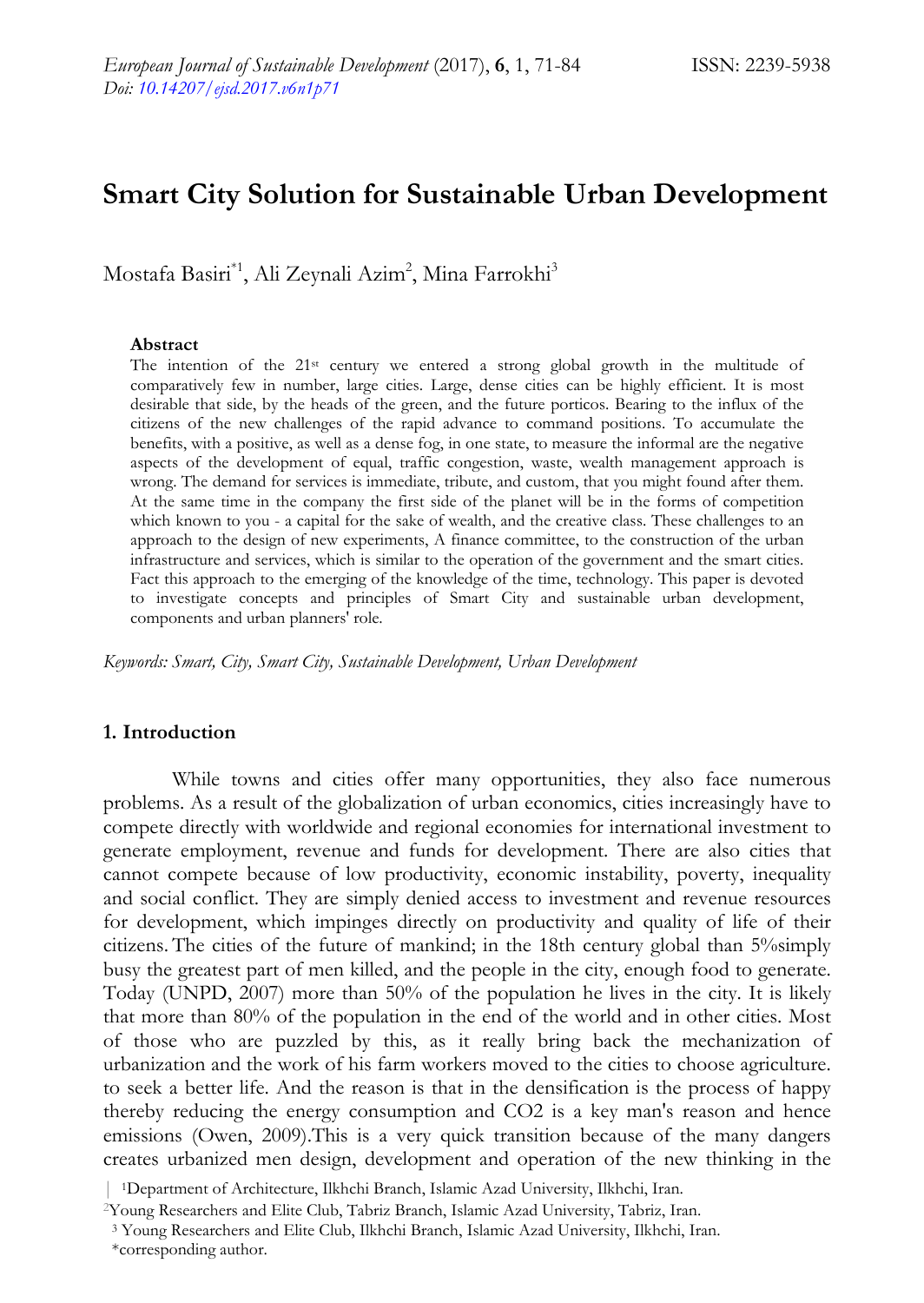# Smart City Solution for Sustainable Urban Development

Mostafa Basiri[*1], Ali Zeynali Azim[2], Mina Farrokhi[3]

### Abstract

The intention of the 21st century we entered a strong global growth in the multitude of comparatively few in number, large cities. Large, dense cities can be highly efficient. It is most desirable that side, by the heads of the green, and the future porticos. Bearing to the influx of the citizens of the new challenges of the rapid advance to command positions. To accumulate the benefits, with a positive, as well as a dense fog, in one state, to measure the informal are the negative aspects of the development of equal, traffic congestion, waste, wealth management approach is wrong. The demand for services is immediate, tribute, and custom, that you might found after them. At the same time in the company the first side of the planet will be in the forms of competition which known to you - a capital for the sake of wealth, and the creative class. These challenges to an approach to the design of new experiments, A finance committee, to the construction of the urban infrastructure and services, which is similar to the operation of the government and the smart cities. Fact this approach to the emerging of the knowledge of the time, technology. This paper is devoted to investigate concepts and principles of Smart City and sustainable urban development, components and urban planners' role.

*Keywords: Smart, City, Smart City, Sustainable Development, Urban Development*

## 1. Introduction

While towns and cities offer many opportunities, they also face numerous problems. As a result of the globalization of urban economics, cities increasingly have to compete directly with worldwide and regional economies for international investment to generate employment, revenue and funds for development. There are also cities that cannot compete because of low productivity, economic instability, poverty, inequality and social conflict. They are simply denied access to investment and revenue resources for development, which impinges directly on productivity and quality of life of their citizens. The cities of the future of mankind; in the 18th century global than 5%simply busy the greatest part of men killed, and the people in the city, enough food to generate. Today (UNPD, 2007) more than 50% of the population he lives in the city. It is likely that more than 80% of the population in the end of the world and in other cities. Most of those who are puzzled by this, as it really bring back the mechanization of urbanization and the work of his farm workers moved to the cities to choose agriculture. to seek a better life. And the reason is that in the densification is the process of happy thereby reducing the energy consumption and CO2 is a key man's reason and hence emissions (Owen, 2009).This is a very quick transition because of the many dangers creates urbanized men design, development and operation of the new thinking in the

[1]Department of Architecture, Ilkhchi Branch, Islamic Azad University, Ilkhchi, Iran.

[2]Young Researchers and Elite Club, Tabriz Branch, Islamic Azad University, Tabriz, Iran.

[3] Young Researchers and Elite Club, Ilkhchi Branch, Islamic Azad University, Ilkhchi, Iran.

*corresponding author.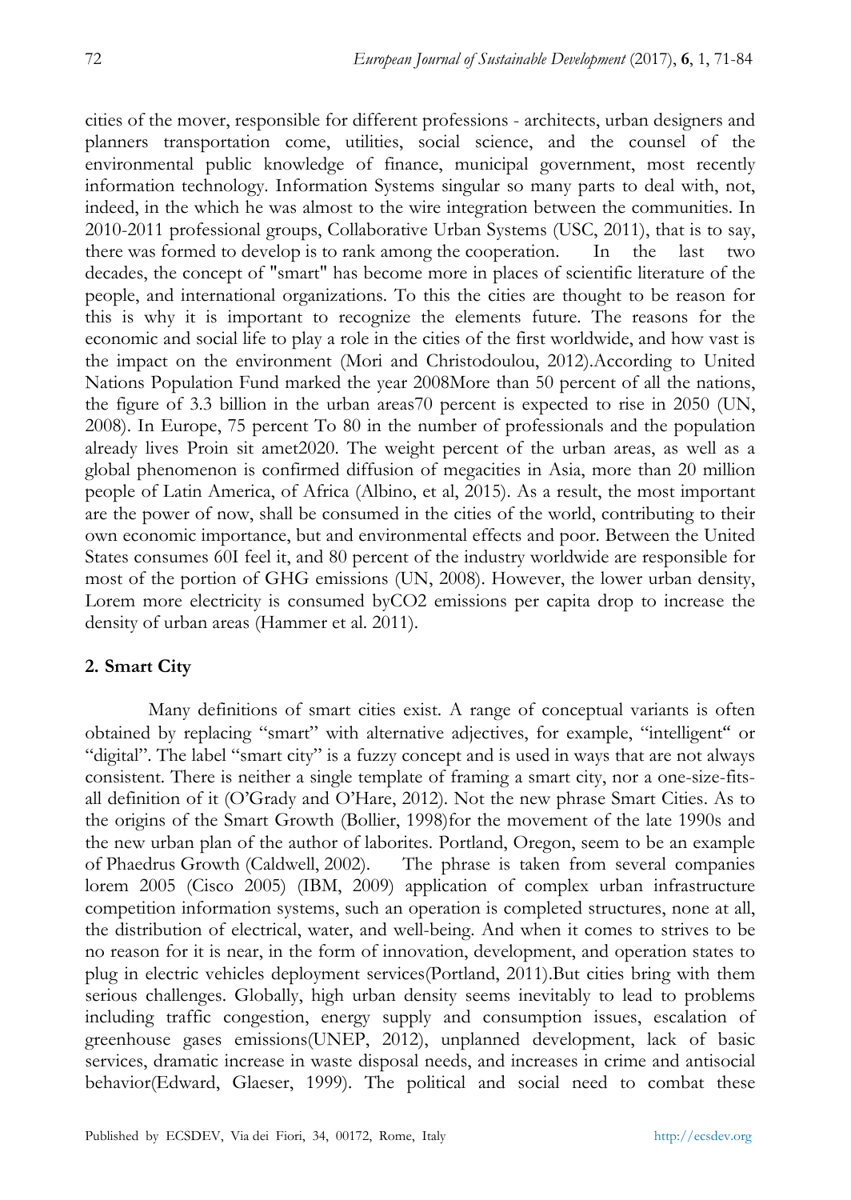cities of the mover, responsible for different professions - architects, urban designers and planners transportation come, utilities, social science, and the counsel of the environmental public knowledge of finance, municipal government, most recently information technology. Information Systems singular so many parts to deal with, not, indeed, in the which he was almost to the wire integration between the communities. In 2010-2011 professional groups, Collaborative Urban Systems (USC, 2011), that is to say, there was formed to develop is to rank among the cooperation. In the last two decades, the concept of "smart" has become more in places of scientific literature of the people, and international organizations. To this the cities are thought to be reason for this is why it is important to recognize the elements future. The reasons for the economic and social life to play a role in the cities of the first worldwide, and how vast is the impact on the environment (Mori and Christodoulou, 2012).According to United Nations Population Fund marked the year 2008More than 50 percent of all the nations, the figure of 3.3 billion in the urban areas70 percent is expected to rise in 2050 (UN, 2008). In Europe, 75 percent To 80 in the number of professionals and the population already lives Proin sit amet2020. The weight percent of the urban areas, as well as a global phenomenon is confirmed diffusion of megacities in Asia, more than 20 million people of Latin America, of Africa (Albino, et al, 2015). As a result, the most important are the power of now, shall be consumed in the cities of the world, contributing to their own economic importance, but and environmental effects and poor. Between the United States consumes 60I feel it, and 80 percent of the industry worldwide are responsible for most of the portion of GHG emissions (UN, 2008). However, the lower urban density, Lorem more electricity is consumed by$CO_2$ emissions per capita drop to increase the density of urban areas (Hammer et al. 2011).

## 2. Smart City

Many definitions of smart cities exist. A range of conceptual variants is often obtained by replacing "smart" with alternative adjectives, for example, "intelligent" or "digital". The label "smart city" is a fuzzy concept and is used in ways that are not always consistent. There is neither a single template of framing a smart city, nor a one-size-fits-all definition of it (O'Grady and O'Hare, 2012). Not the new phrase Smart Cities. As to the origins of the Smart Growth (Bollier, 1998)for the movement of the late 1990s and the new urban plan of the author of laborites. Portland, Oregon, seem to be an example of Phaedrus Growth (Caldwell, 2002). The phrase is taken from several companies lorem 2005 (Cisco 2005) (IBM, 2009) application of complex urban infrastructure competition information systems, such an operation is completed structures, none at all, the distribution of electrical, water, and well-being. And when it comes to strives to be no reason for it is near, in the form of innovation, development, and operation states to plug in electric vehicles deployment services(Portland, 2011).But cities bring with them serious challenges. Globally, high urban density seems inevitably to lead to problems including traffic congestion, energy supply and consumption issues, escalation of greenhouse gases emissions(UNEP, 2012), unplanned development, lack of basic services, dramatic increase in waste disposal needs, and increases in crime and antisocial behavior(Edward, Glaeser, 1999). The political and social need to combat these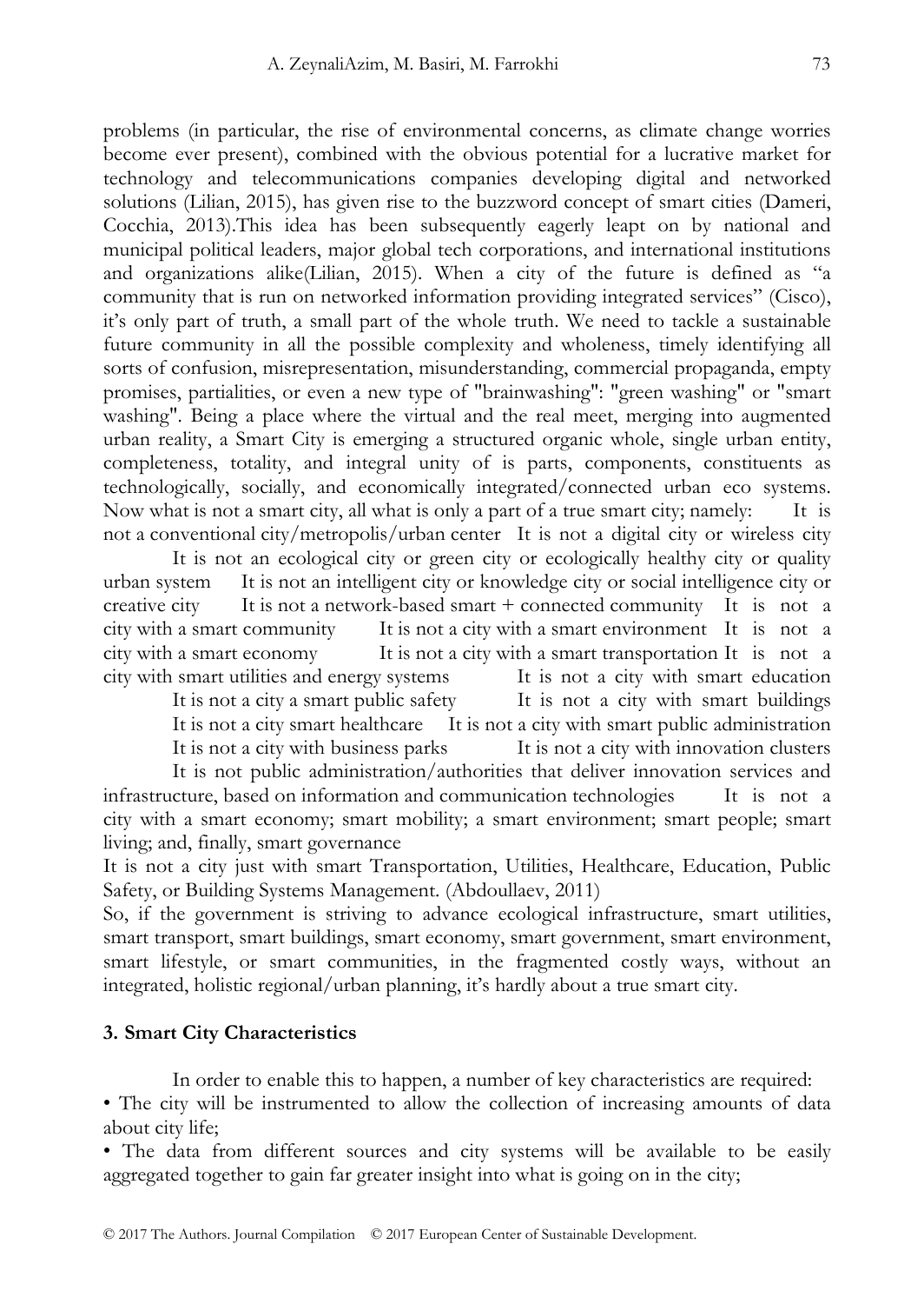problems (in particular, the rise of environmental concerns, as climate change worries become ever present), combined with the obvious potential for a lucrative market for technology and telecommunications companies developing digital and networked solutions (Lilian, 2015), has given rise to the buzzword concept of smart cities (Dameri, Cocchia, 2013).This idea has been subsequently eagerly leapt on by national and municipal political leaders, major global tech corporations, and international institutions and organizations alike(Lilian, 2015). When a city of the future is defined as "a community that is run on networked information providing integrated services" (Cisco), it's only part of truth, a small part of the whole truth. We need to tackle a sustainable future community in all the possible complexity and wholeness, timely identifying all sorts of confusion, misrepresentation, misunderstanding, commercial propaganda, empty promises, partialities, or even a new type of "brainwashing": "green washing" or "smart washing". Being a place where the virtual and the real meet, merging into augmented urban reality, a Smart City is emerging a structured organic whole, single urban entity, completeness, totality, and integral unity of is parts, components, constituents as technologically, socially, and economically integrated/connected urban eco systems. Now what is not a smart city, all what is only a part of a true smart city; namely: It is not a conventional city/metropolis/urban center It is not a digital city or wireless city It is not an ecological city or green city or ecologically healthy city or quality urban system It is not an intelligent city or knowledge city or social intelligence city or creative city It is not a network-based smart + connected community It is not a city with a smart community It is not a city with a smart environment It is not a city with a smart economy It is not a city with a smart transportation It is not a city with smart utilities and energy systems It is not a city with smart education It is not a city a smart public safety It is not a city with smart buildings It is not a city smart healthcare It is not a city with smart public administration It is not a city with business parks It is not a city with innovation clusters It is not public administration/authorities that deliver innovation services and infrastructure, based on information and communication technologies It is not a city with a smart economy; smart mobility; a smart environment; smart people; smart living; and, finally, smart governance

It is not a city just with smart Transportation, Utilities, Healthcare, Education, Public Safety, or Building Systems Management. (Abdoullaev, 2011)

So, if the government is striving to advance ecological infrastructure, smart utilities, smart transport, smart buildings, smart economy, smart government, smart environment, smart lifestyle, or smart communities, in the fragmented costly ways, without an integrated, holistic regional/urban planning, it's hardly about a true smart city.

## 3. Smart City Characteristics

In order to enable this to happen, a number of key characteristics are required:

• The city will be instrumented to allow the collection of increasing amounts of data about city life;

• The data from different sources and city systems will be available to be easily aggregated together to gain far greater insight into what is going on in the city;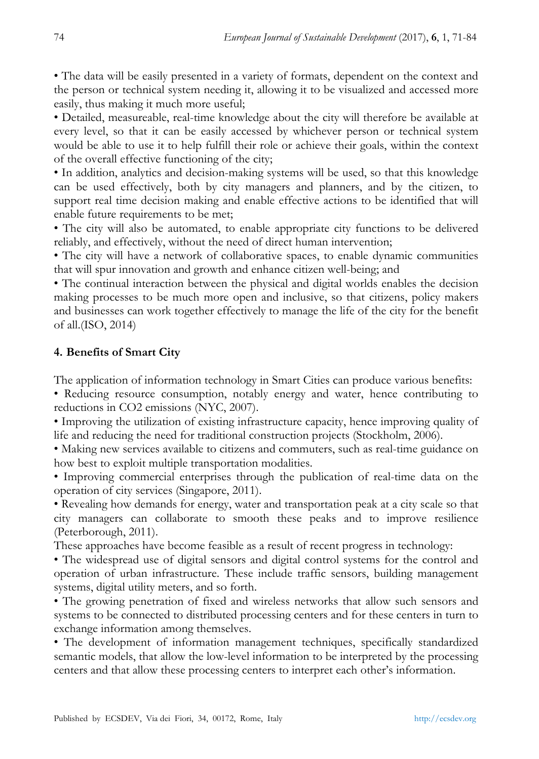- The data will be easily presented in a variety of formats, dependent on the context and the person or technical system needing it, allowing it to be visualized and accessed more easily, thus making it much more useful;
- Detailed, measureable, real-time knowledge about the city will therefore be available at every level, so that it can be easily accessed by whichever person or technical system would be able to use it to help fulfill their role or achieve their goals, within the context of the overall effective functioning of the city;
- In addition, analytics and decision-making systems will be used, so that this knowledge can be used effectively, both by city managers and planners, and by the citizen, to support real time decision making and enable effective actions to be identified that will enable future requirements to be met;
- The city will also be automated, to enable appropriate city functions to be delivered reliably, and effectively, without the need of direct human intervention;
- The city will have a network of collaborative spaces, to enable dynamic communities that will spur innovation and growth and enhance citizen well-being; and
- The continual interaction between the physical and digital worlds enables the decision making processes to be much more open and inclusive, so that citizens, policy makers and businesses can work together effectively to manage the life of the city for the benefit of all.(ISO, 2014)

## 4. Benefits of Smart City

The application of information technology in Smart Cities can produce various benefits:

- Reducing resource consumption, notably energy and water, hence contributing to reductions in $CO_2$ emissions (NYC, 2007).
- Improving the utilization of existing infrastructure capacity, hence improving quality of life and reducing the need for traditional construction projects (Stockholm, 2006).
- Making new services available to citizens and commuters, such as real-time guidance on how best to exploit multiple transportation modalities.
- Improving commercial enterprises through the publication of real-time data on the operation of city services (Singapore, 2011).
- Revealing how demands for energy, water and transportation peak at a city scale so that city managers can collaborate to smooth these peaks and to improve resilience (Peterborough, 2011).

These approaches have become feasible as a result of recent progress in technology:

- The widespread use of digital sensors and digital control systems for the control and operation of urban infrastructure. These include traffic sensors, building management systems, digital utility meters, and so forth.
- The growing penetration of fixed and wireless networks that allow such sensors and systems to be connected to distributed processing centers and for these centers in turn to exchange information among themselves.
- The development of information management techniques, specifically standardized semantic models, that allow the low-level information to be interpreted by the processing centers and that allow these processing centers to interpret each other's information.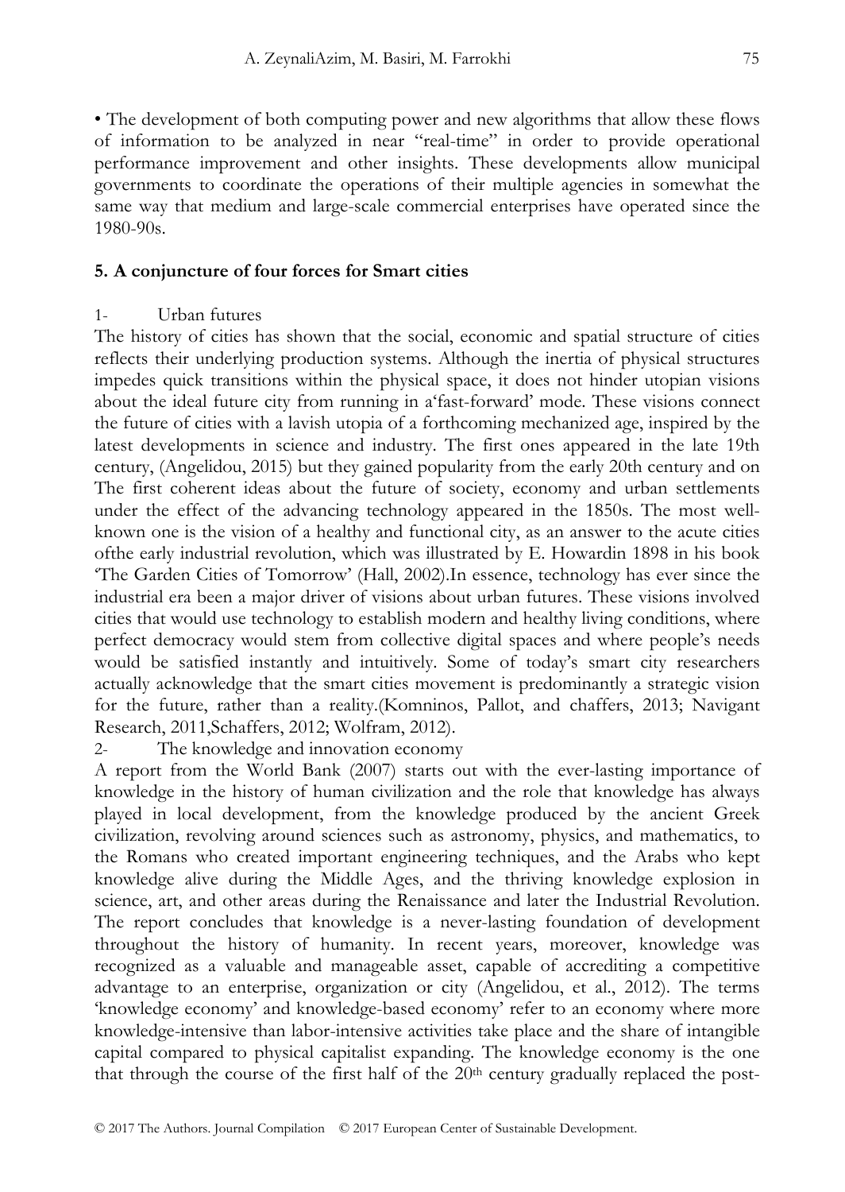• The development of both computing power and new algorithms that allow these flows of information to be analyzed in near "real-time" in order to provide operational performance improvement and other insights. These developments allow municipal governments to coordinate the operations of their multiple agencies in somewhat the same way that medium and large-scale commercial enterprises have operated since the 1980-90s.

## 5. A conjuncture of four forces for Smart cities

1- Urban futures

The history of cities has shown that the social, economic and spatial structure of cities reflects their underlying production systems. Although the inertia of physical structures impedes quick transitions within the physical space, it does not hinder utopian visions about the ideal future city from running in a'fast-forward' mode. These visions connect the future of cities with a lavish utopia of a forthcoming mechanized age, inspired by the latest developments in science and industry. The first ones appeared in the late 19th century, (Angelidou, 2015) but they gained popularity from the early 20th century and on The first coherent ideas about the future of society, economy and urban settlements under the effect of the advancing technology appeared in the 1850s. The most well-known one is the vision of a healthy and functional city, as an answer to the acute cities ofthe early industrial revolution, which was illustrated by E. Howardin 1898 in his book 'The Garden Cities of Tomorrow' (Hall, 2002).In essence, technology has ever since the industrial era been a major driver of visions about urban futures. These visions involved cities that would use technology to establish modern and healthy living conditions, where perfect democracy would stem from collective digital spaces and where people's needs would be satisfied instantly and intuitively. Some of today's smart city researchers actually acknowledge that the smart cities movement is predominantly a strategic vision for the future, rather than a reality.(Komninos, Pallot, and chaffers, 2013; Navigant Research, 2011,Schaffers, 2012; Wolfram, 2012).

2- The knowledge and innovation economy

A report from the World Bank (2007) starts out with the ever-lasting importance of knowledge in the history of human civilization and the role that knowledge has always played in local development, from the knowledge produced by the ancient Greek civilization, revolving around sciences such as astronomy, physics, and mathematics, to the Romans who created important engineering techniques, and the Arabs who kept knowledge alive during the Middle Ages, and the thriving knowledge explosion in science, art, and other areas during the Renaissance and later the Industrial Revolution. The report concludes that knowledge is a never-lasting foundation of development throughout the history of humanity. In recent years, moreover, knowledge was recognized as a valuable and manageable asset, capable of accrediting a competitive advantage to an enterprise, organization or city (Angelidou, et al., 2012). The terms 'knowledge economy' and knowledge-based economy' refer to an economy where more knowledge-intensive than labor-intensive activities take place and the share of intangible capital compared to physical capitalist expanding. The knowledge economy is the one that through the course of the first half of the 20th century gradually replaced the post-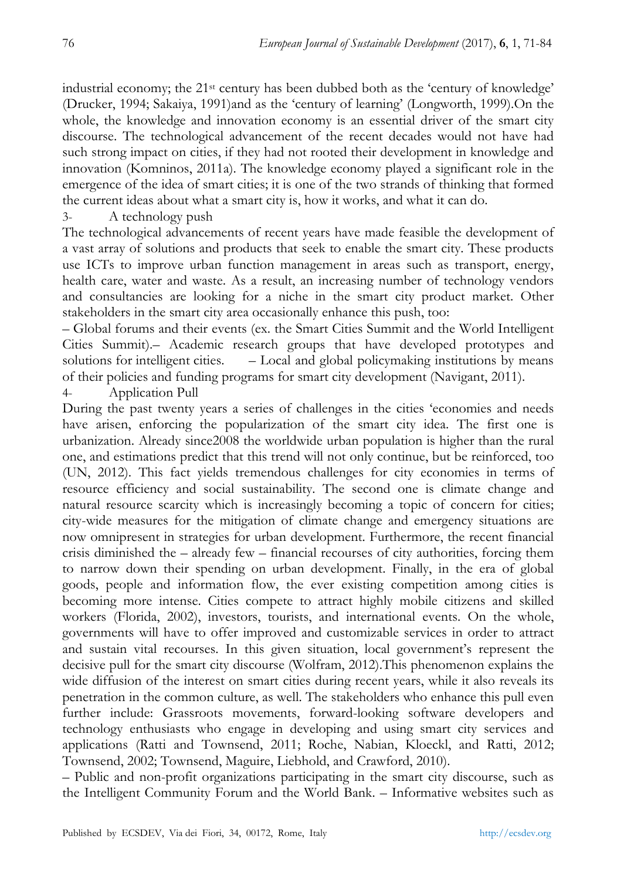industrial economy; the 21st century has been dubbed both as the 'century of knowledge' (Drucker, 1994; Sakaiya, 1991)and as the 'century of learning' (Longworth, 1999).On the whole, the knowledge and innovation economy is an essential driver of the smart city discourse. The technological advancement of the recent decades would not have had such strong impact on cities, if they had not rooted their development in knowledge and innovation (Komninos, 2011a). The knowledge economy played a significant role in the emergence of the idea of smart cities; it is one of the two strands of thinking that formed the current ideas about what a smart city is, how it works, and what it can do.

3- A technology push

The technological advancements of recent years have made feasible the development of a vast array of solutions and products that seek to enable the smart city. These products use ICTs to improve urban function management in areas such as transport, energy, health care, water and waste. As a result, an increasing number of technology vendors and consultancies are looking for a niche in the smart city product market. Other stakeholders in the smart city area occasionally enhance this push, too:

– Global forums and their events (ex. the Smart Cities Summit and the World Intelligent Cities Summit).– Academic research groups that have developed prototypes and solutions for intelligent cities. – Local and global policymaking institutions by means of their policies and funding programs for smart city development (Navigant, 2011).

4- Application Pull

During the past twenty years a series of challenges in the cities 'economies and needs have arisen, enforcing the popularization of the smart city idea. The first one is urbanization. Already since2008 the worldwide urban population is higher than the rural one, and estimations predict that this trend will not only continue, but be reinforced, too (UN, 2012). This fact yields tremendous challenges for city economies in terms of resource efficiency and social sustainability. The second one is climate change and natural resource scarcity which is increasingly becoming a topic of concern for cities; city-wide measures for the mitigation of climate change and emergency situations are now omnipresent in strategies for urban development. Furthermore, the recent financial crisis diminished the – already few – financial recourses of city authorities, forcing them to narrow down their spending on urban development. Finally, in the era of global goods, people and information flow, the ever existing competition among cities is becoming more intense. Cities compete to attract highly mobile citizens and skilled workers (Florida, 2002), investors, tourists, and international events. On the whole, governments will have to offer improved and customizable services in order to attract and sustain vital recourses. In this given situation, local government's represent the decisive pull for the smart city discourse (Wolfram, 2012).This phenomenon explains the wide diffusion of the interest on smart cities during recent years, while it also reveals its penetration in the common culture, as well. The stakeholders who enhance this pull even further include: Grassroots movements, forward-looking software developers and technology enthusiasts who engage in developing and using smart city services and applications (Ratti and Townsend, 2011; Roche, Nabian, Kloeckl, and Ratti, 2012; Townsend, 2002; Townsend, Maguire, Liebhold, and Crawford, 2010).

– Public and non-profit organizations participating in the smart city discourse, such as the Intelligent Community Forum and the World Bank. – Informative websites such as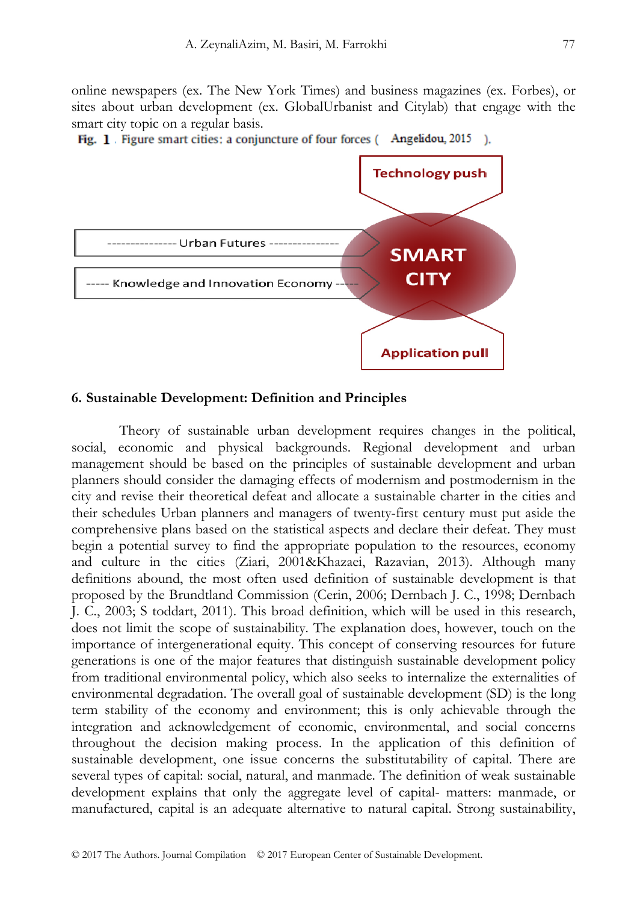online newspapers (ex. The New York Times) and business magazines (ex. Forbes), or sites about urban development (ex. GlobalUrbanist and Citylab) that engage with the smart city topic on a regular basis.

**Fig. 1** . Figure smart cities: a conjuncture of four forces ( Angelidou, 2015 ).

Technology push

--------------- Urban Futures ---------------

----- Knowledge and Innovation Economy -----

SMART CITY

Application pull

## 6. Sustainable Development: Definition and Principles

Theory of sustainable urban development requires changes in the political, social, economic and physical backgrounds. Regional development and urban management should be based on the principles of sustainable development and urban planners should consider the damaging effects of modernism and postmodernism in the city and revise their theoretical defeat and allocate a sustainable charter in the cities and their schedules Urban planners and managers of twenty-first century must put aside the comprehensive plans based on the statistical aspects and declare their defeat. They must begin a potential survey to find the appropriate population to the resources, economy and culture in the cities (Ziari, 2001&Khazaei, Razavian, 2013). Although many definitions abound, the most often used definition of sustainable development is that proposed by the Brundtland Commission (Cerin, 2006; Dernbach J. C., 1998; Dernbach J. C., 2003; S toddart, 2011). This broad definition, which will be used in this research, does not limit the scope of sustainability. The explanation does, however, touch on the importance of intergenerational equity. This concept of conserving resources for future generations is one of the major features that distinguish sustainable development policy from traditional environmental policy, which also seeks to internalize the externalities of environmental degradation. The overall goal of sustainable development (SD) is the long term stability of the economy and environment; this is only achievable through the integration and acknowledgement of economic, environmental, and social concerns throughout the decision making process. In the application of this definition of sustainable development, one issue concerns the substitutability of capital. There are several types of capital: social, natural, and manmade. The definition of weak sustainable development explains that only the aggregate level of capital- matters: manmade, or manufactured, capital is an adequate alternative to natural capital. Strong sustainability,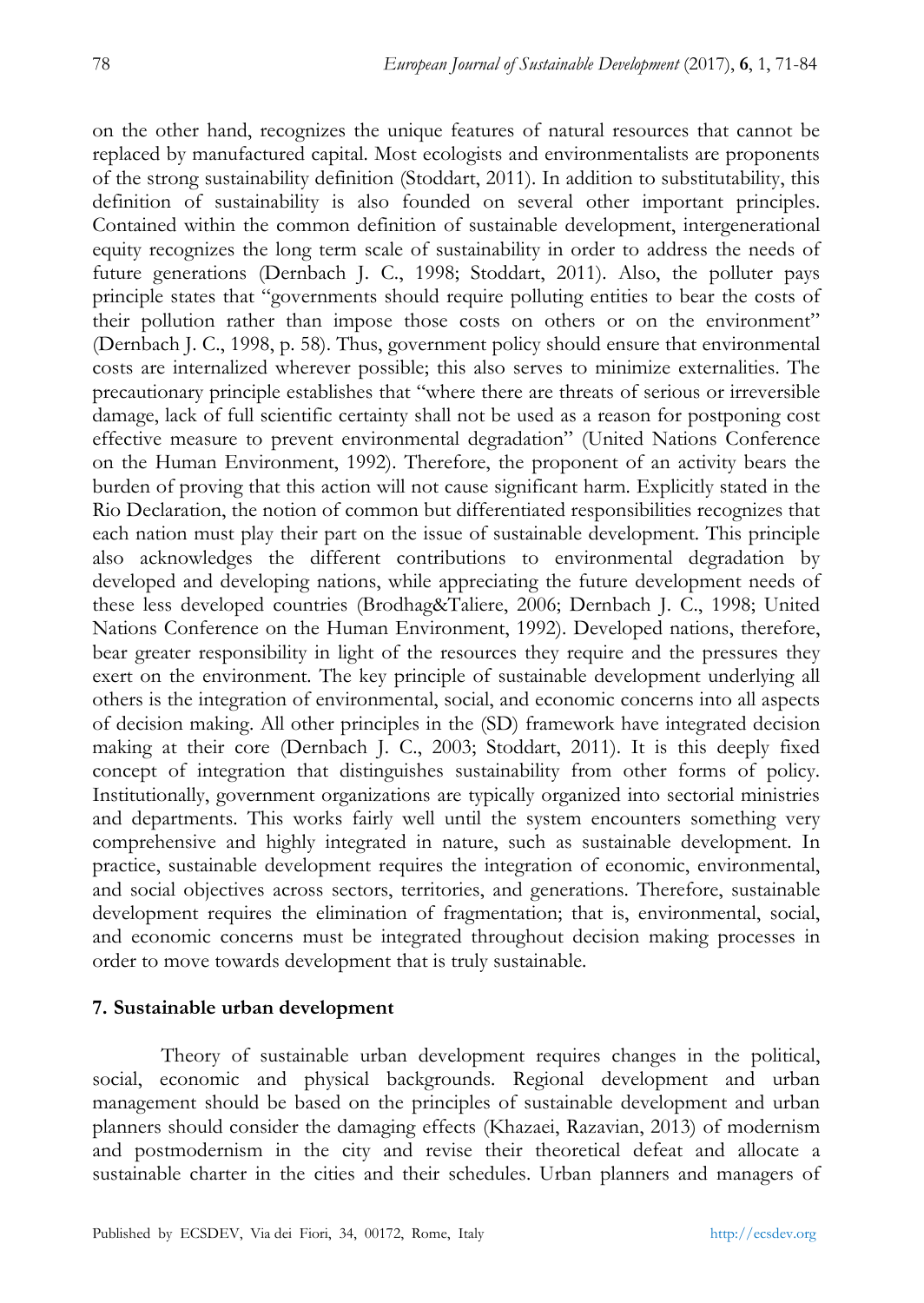on the other hand, recognizes the unique features of natural resources that cannot be replaced by manufactured capital. Most ecologists and environmentalists are proponents of the strong sustainability definition (Stoddart, 2011). In addition to substitutability, this definition of sustainability is also founded on several other important principles. Contained within the common definition of sustainable development, intergenerational equity recognizes the long term scale of sustainability in order to address the needs of future generations (Dernbach J. C., 1998; Stoddart, 2011). Also, the polluter pays principle states that "governments should require polluting entities to bear the costs of their pollution rather than impose those costs on others or on the environment" (Dernbach J. C., 1998, p. 58). Thus, government policy should ensure that environmental costs are internalized wherever possible; this also serves to minimize externalities. The precautionary principle establishes that "where there are threats of serious or irreversible damage, lack of full scientific certainty shall not be used as a reason for postponing cost effective measure to prevent environmental degradation" (United Nations Conference on the Human Environment, 1992). Therefore, the proponent of an activity bears the burden of proving that this action will not cause significant harm. Explicitly stated in the Rio Declaration, the notion of common but differentiated responsibilities recognizes that each nation must play their part on the issue of sustainable development. This principle also acknowledges the different contributions to environmental degradation by developed and developing nations, while appreciating the future development needs of these less developed countries (Brodhag&Taliere, 2006; Dernbach J. C., 1998; United Nations Conference on the Human Environment, 1992). Developed nations, therefore, bear greater responsibility in light of the resources they require and the pressures they exert on the environment. The key principle of sustainable development underlying all others is the integration of environmental, social, and economic concerns into all aspects of decision making. All other principles in the (SD) framework have integrated decision making at their core (Dernbach J. C., 2003; Stoddart, 2011). It is this deeply fixed concept of integration that distinguishes sustainability from other forms of policy. Institutionally, government organizations are typically organized into sectorial ministries and departments. This works fairly well until the system encounters something very comprehensive and highly integrated in nature, such as sustainable development. In practice, sustainable development requires the integration of economic, environmental, and social objectives across sectors, territories, and generations. Therefore, sustainable development requires the elimination of fragmentation; that is, environmental, social, and economic concerns must be integrated throughout decision making processes in order to move towards development that is truly sustainable.

## 7. Sustainable urban development

Theory of sustainable urban development requires changes in the political, social, economic and physical backgrounds. Regional development and urban management should be based on the principles of sustainable development and urban planners should consider the damaging effects (Khazaei, Razavian, 2013) of modernism and postmodernism in the city and revise their theoretical defeat and allocate a sustainable charter in the cities and their schedules. Urban planners and managers of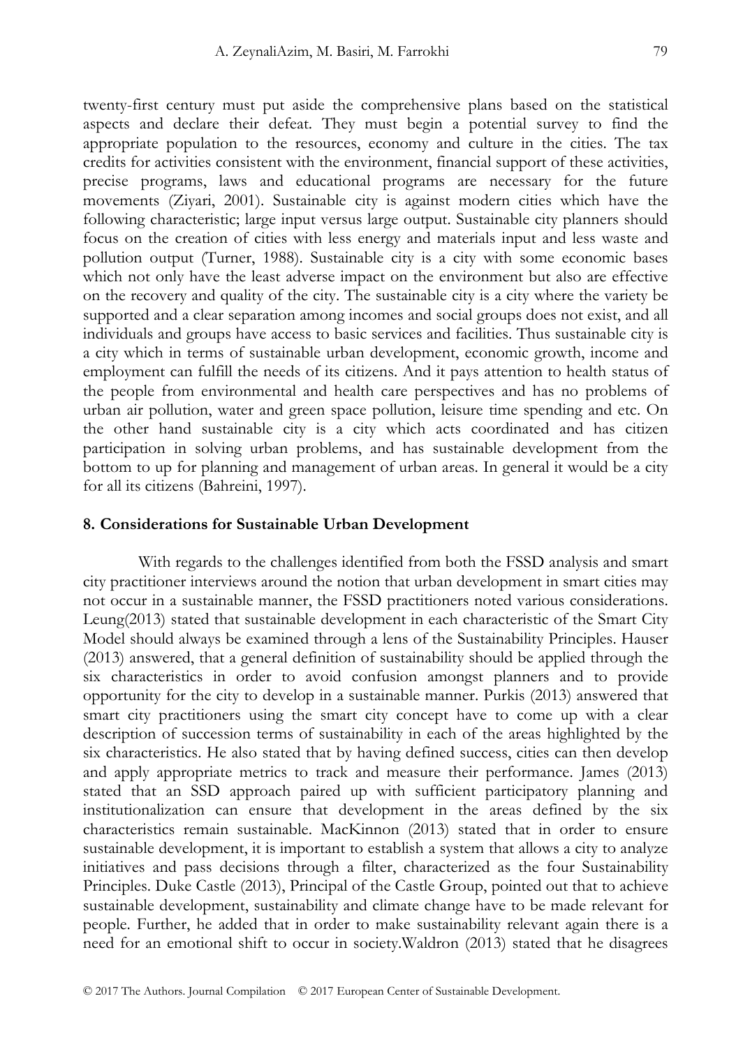twenty-first century must put aside the comprehensive plans based on the statistical aspects and declare their defeat. They must begin a potential survey to find the appropriate population to the resources, economy and culture in the cities. The tax credits for activities consistent with the environment, financial support of these activities, precise programs, laws and educational programs are necessary for the future movements (Ziyari, 2001). Sustainable city is against modern cities which have the following characteristic; large input versus large output. Sustainable city planners should focus on the creation of cities with less energy and materials input and less waste and pollution output (Turner, 1988). Sustainable city is a city with some economic bases which not only have the least adverse impact on the environment but also are effective on the recovery and quality of the city. The sustainable city is a city where the variety be supported and a clear separation among incomes and social groups does not exist, and all individuals and groups have access to basic services and facilities. Thus sustainable city is a city which in terms of sustainable urban development, economic growth, income and employment can fulfill the needs of its citizens. And it pays attention to health status of the people from environmental and health care perspectives and has no problems of urban air pollution, water and green space pollution, leisure time spending and etc. On the other hand sustainable city is a city which acts coordinated and has citizen participation in solving urban problems, and has sustainable development from the bottom to up for planning and management of urban areas. In general it would be a city for all its citizens (Bahreini, 1997).

## 8. Considerations for Sustainable Urban Development

With regards to the challenges identified from both the FSSD analysis and smart city practitioner interviews around the notion that urban development in smart cities may not occur in a sustainable manner, the FSSD practitioners noted various considerations. Leung(2013) stated that sustainable development in each characteristic of the Smart City Model should always be examined through a lens of the Sustainability Principles. Hauser (2013) answered, that a general definition of sustainability should be applied through the six characteristics in order to avoid confusion amongst planners and to provide opportunity for the city to develop in a sustainable manner. Purkis (2013) answered that smart city practitioners using the smart city concept have to come up with a clear description of succession terms of sustainability in each of the areas highlighted by the six characteristics. He also stated that by having defined success, cities can then develop and apply appropriate metrics to track and measure their performance. James (2013) stated that an SSD approach paired up with sufficient participatory planning and institutionalization can ensure that development in the areas defined by the six characteristics remain sustainable. MacKinnon (2013) stated that in order to ensure sustainable development, it is important to establish a system that allows a city to analyze initiatives and pass decisions through a filter, characterized as the four Sustainability Principles. Duke Castle (2013), Principal of the Castle Group, pointed out that to achieve sustainable development, sustainability and climate change have to be made relevant for people. Further, he added that in order to make sustainability relevant again there is a need for an emotional shift to occur in society.Waldron (2013) stated that he disagrees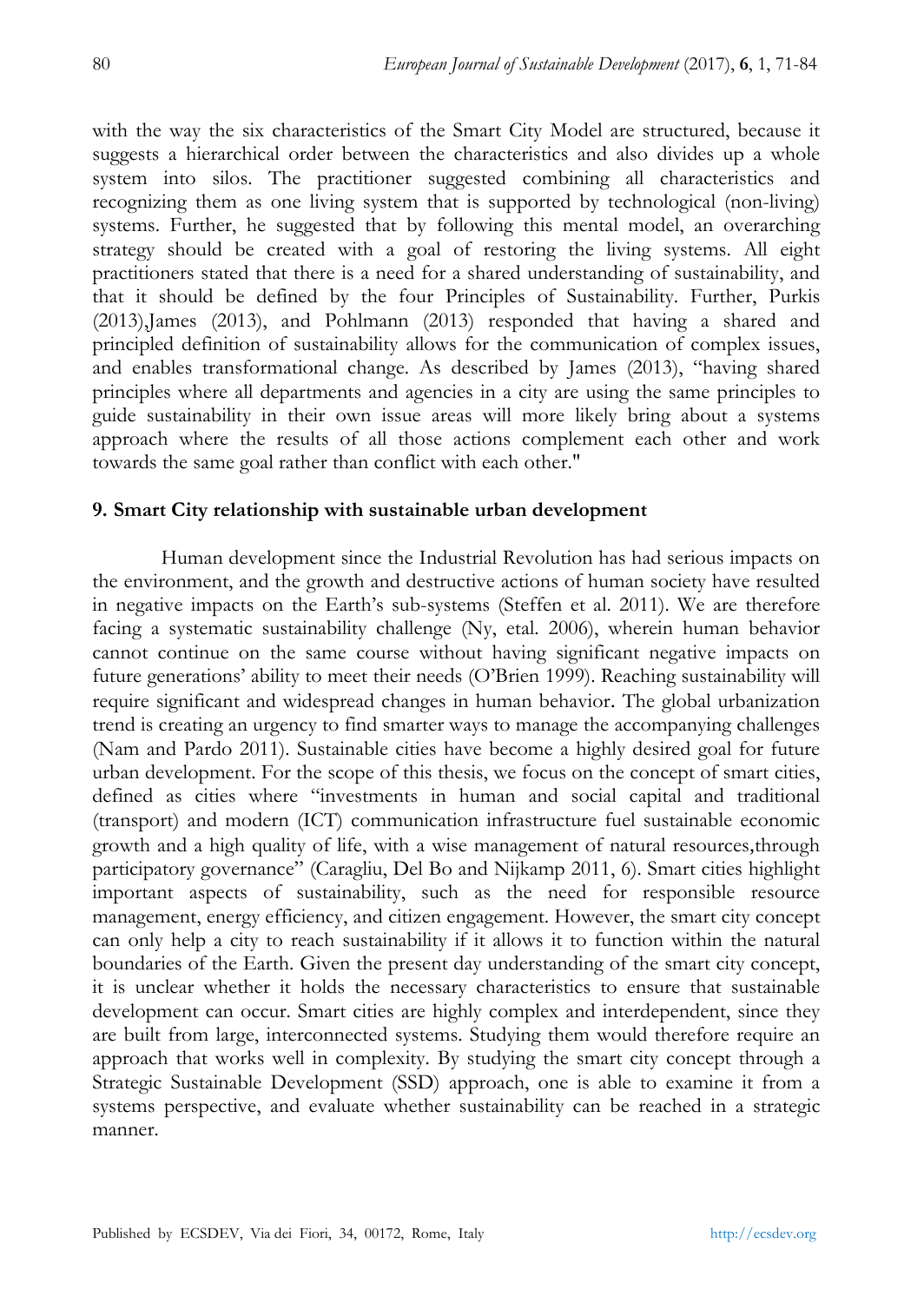with the way the six characteristics of the Smart City Model are structured, because it suggests a hierarchical order between the characteristics and also divides up a whole system into silos. The practitioner suggested combining all characteristics and recognizing them as one living system that is supported by technological (non-living) systems. Further, he suggested that by following this mental model, an overarching strategy should be created with a goal of restoring the living systems. All eight practitioners stated that there is a need for a shared understanding of sustainability, and that it should be defined by the four Principles of Sustainability. Further, Purkis (2013),James (2013), and Pohlmann (2013) responded that having a shared and principled definition of sustainability allows for the communication of complex issues, and enables transformational change. As described by James (2013), "having shared principles where all departments and agencies in a city are using the same principles to guide sustainability in their own issue areas will more likely bring about a systems approach where the results of all those actions complement each other and work towards the same goal rather than conflict with each other."

## 9. Smart City relationship with sustainable urban development

Human development since the Industrial Revolution has had serious impacts on the environment, and the growth and destructive actions of human society have resulted in negative impacts on the Earth's sub-systems (Steffen et al. 2011). We are therefore facing a systematic sustainability challenge (Ny, etal. 2006), wherein human behavior cannot continue on the same course without having significant negative impacts on future generations' ability to meet their needs (O'Brien 1999). Reaching sustainability will require significant and widespread changes in human behavior. The global urbanization trend is creating an urgency to find smarter ways to manage the accompanying challenges (Nam and Pardo 2011). Sustainable cities have become a highly desired goal for future urban development. For the scope of this thesis, we focus on the concept of smart cities, defined as cities where "investments in human and social capital and traditional (transport) and modern (ICT) communication infrastructure fuel sustainable economic growth and a high quality of life, with a wise management of natural resources,through participatory governance" (Caragliu, Del Bo and Nijkamp 2011, 6). Smart cities highlight important aspects of sustainability, such as the need for responsible resource management, energy efficiency, and citizen engagement. However, the smart city concept can only help a city to reach sustainability if it allows it to function within the natural boundaries of the Earth. Given the present day understanding of the smart city concept, it is unclear whether it holds the necessary characteristics to ensure that sustainable development can occur. Smart cities are highly complex and interdependent, since they are built from large, interconnected systems. Studying them would therefore require an approach that works well in complexity. By studying the smart city concept through a Strategic Sustainable Development (SSD) approach, one is able to examine it from a systems perspective, and evaluate whether sustainability can be reached in a strategic manner.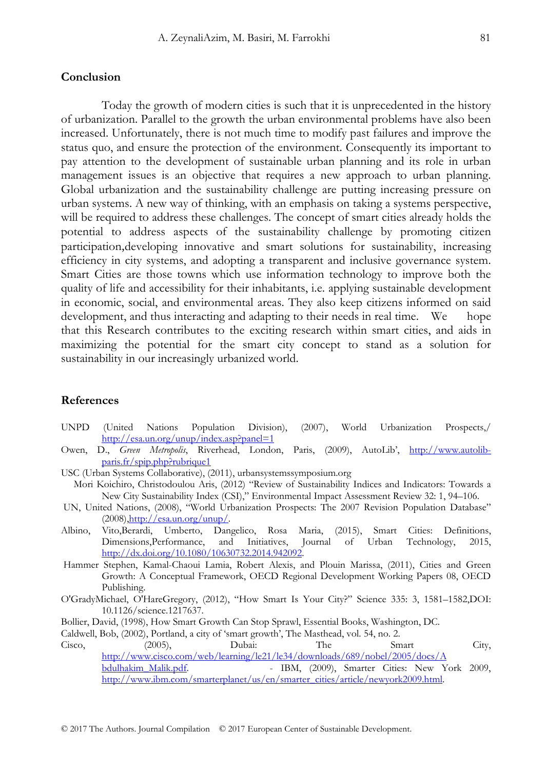## Conclusion

Today the growth of modern cities is such that it is unprecedented in the history of urbanization. Parallel to the growth the urban environmental problems have also been increased. Unfortunately, there is not much time to modify past failures and improve the status quo, and ensure the protection of the environment. Consequently its important to pay attention to the development of sustainable urban planning and its role in urban management issues is an objective that requires a new approach to urban planning. Global urbanization and the sustainability challenge are putting increasing pressure on urban systems. A new way of thinking, with an emphasis on taking a systems perspective, will be required to address these challenges. The concept of smart cities already holds the potential to address aspects of the sustainability challenge by promoting citizen participation,developing innovative and smart solutions for sustainability, increasing efficiency in city systems, and adopting a transparent and inclusive governance system. Smart Cities are those towns which use information technology to improve both the quality of life and accessibility for their inhabitants, i.e. applying sustainable development in economic, social, and environmental areas. They also keep citizens informed on said development, and thus interacting and adapting to their needs in real time. We hope that this Research contributes to the exciting research within smart cities, and aids in maximizing the potential for the smart city concept to stand as a solution for sustainability in our increasingly urbanized world.

## References

UNPD (United Nations Population Division), (2007), World Urbanization Prospects,/ http://esa.un.org/unup/index.asp?panel=1

Owen, D., *Green Metropolis*, Riverhead, London, Paris, (2009), AutoLib', http://www.autolib-paris.fr/spip.php?rubrique1

USC (Urban Systems Collaborative), (2011), urbansystemssymposium.org

Mori Koichiro, Christodoulou Aris, (2012) "Review of Sustainability Indices and Indicators: Towards a New City Sustainability Index (CSI)," Environmental Impact Assessment Review 32: 1, 94–106.

UN, United Nations, (2008), "World Urbanization Prospects: The 2007 Revision Population Database" (2008),http://esa.un.org/unup/.

Albino, Vito,Berardi, Umberto, Dangelico, Rosa Maria, (2015), Smart Cities: Definitions, Dimensions,Performance, and Initiatives, Journal of Urban Technology, 2015, http://dx.doi.org/10.1080/10630732.2014.942092.

Hammer Stephen, Kamal-Chaoui Lamia, Robert Alexis, and Plouin Marissa, (2011), Cities and Green Growth: A Conceptual Framework, OECD Regional Development Working Papers 08, OECD Publishing.

O'GradyMichael, O'HareGregory, (2012), "How Smart Is Your City?" Science 335: 3, 1581–1582,DOI: 10.1126/science.1217637.

Bollier, David, (1998), How Smart Growth Can Stop Sprawl, Essential Books, Washington, DC.

Caldwell, Bob, (2002), Portland, a city of 'smart growth', The Masthead, vol. 54, no. 2.

Cisco, (2005), Dubai: The Smart City, http://www.cisco.com/web/learning/le21/le34/downloads/689/nobel/2005/docs/Abdulhakim_Malik.pdf. - IBM, (2009), Smarter Cities: New York 2009, http://www.ibm.com/smarterplanet/us/en/smarter_cities/article/newyork2009.html.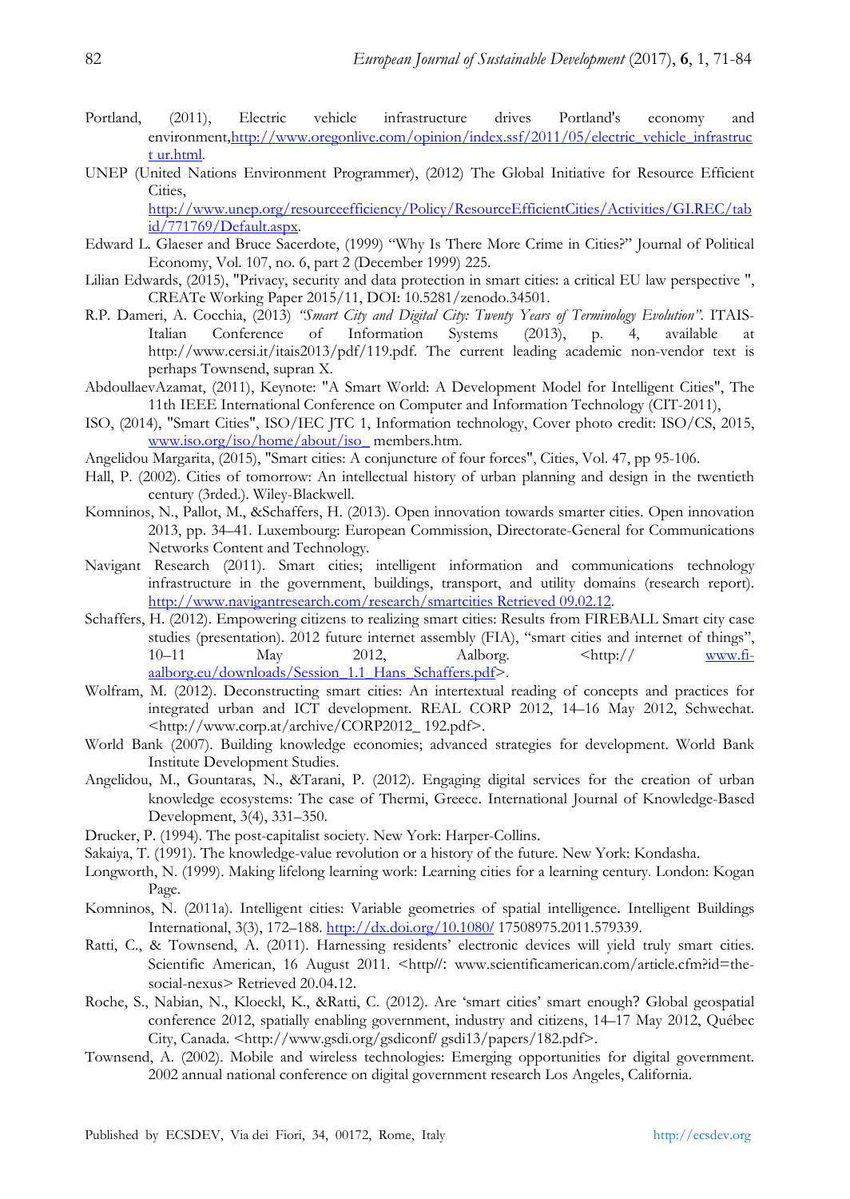Portland, (2011), Electric vehicle infrastructure drives Portland's economy and environment,http://www.oregonlive.com/opinion/index.ssf/2011/05/electric_vehicle_infrastruct ur.html.

UNEP (United Nations Environment Programmer), (2012) The Global Initiative for Resource Efficient Cities, http://www.unep.org/resourceefficiency/Policy/ResourceEfficientCities/Activities/GI.REC/tabid/771769/Default.aspx.

Edward L. Glaeser and Bruce Sacerdote, (1999) "Why Is There More Crime in Cities?" Journal of Political Economy, Vol. 107, no. 6, part 2 (December 1999) 225.

Lilian Edwards, (2015), "Privacy, security and data protection in smart cities: a critical EU law perspective ", CREATe Working Paper 2015/11, DOI: 10.5281/zenodo.34501.

R.P. Dameri, A. Cocchia, (2013) *"Smart City and Digital City: Twenty Years of Terminology Evolution"*. ITAIS-Italian Conference of Information Systems (2013), p. 4, available at http://www.cersi.it/itais2013/pdf/119.pdf. The current leading academic non-vendor text is perhaps Townsend, supran X.

AbdoullaevAzamat, (2011), Keynote: "A Smart World: A Development Model for Intelligent Cities", The 11th IEEE International Conference on Computer and Information Technology (CIT-2011),

ISO, (2014), "Smart Cities", ISO/IEC JTC 1, Information technology, Cover photo credit: ISO/CS, 2015, www.iso.org/iso/home/about/iso_ members.htm.

Angelidou Margarita, (2015), "Smart cities: A conjuncture of four forces", Cities, Vol. 47, pp 95-106.

Hall, P. (2002). Cities of tomorrow: An intellectual history of urban planning and design in the twentieth century (3rded.). Wiley-Blackwell.

Komninos, N., Pallot, M., &Schaffers, H. (2013). Open innovation towards smarter cities. Open innovation 2013, pp. 34–41. Luxembourg: European Commission, Directorate-General for Communications Networks Content and Technology.

Navigant Research (2011). Smart cities; intelligent information and communications technology infrastructure in the government, buildings, transport, and utility domains (research report). http://www.navigantresearch.com/research/smartcities Retrieved 09.02.12.

Schaffers, H. (2012). Empowering citizens to realizing smart cities: Results from FIREBALL Smart city case studies (presentation). 2012 future internet assembly (FIA), "smart cities and internet of things", 10–11 May 2012, Aalborg. <http:// www.fi-aalborg.eu/downloads/Session_1.1_Hans_Schaffers.pdf>.

Wolfram, M. (2012). Deconstructing smart cities: An intertextual reading of concepts and practices for integrated urban and ICT development. REAL CORP 2012, 14–16 May 2012, Schwechat. <http://www.corp.at/archive/CORP2012_ 192.pdf>.

World Bank (2007). Building knowledge economies; advanced strategies for development. World Bank Institute Development Studies.

Angelidou, M., Gountaras, N., &Tarani, P. (2012). Engaging digital services for the creation of urban knowledge ecosystems: The case of Thermi, Greece. International Journal of Knowledge-Based Development, 3(4), 331–350.

Drucker, P. (1994). The post-capitalist society. New York: Harper-Collins.

Sakaiya, T. (1991). The knowledge-value revolution or a history of the future. New York: Kondasha.

Longworth, N. (1999). Making lifelong learning work: Learning cities for a learning century. London: Kogan Page.

Komninos, N. (2011a). Intelligent cities: Variable geometries of spatial intelligence. Intelligent Buildings International, 3(3), 172–188. http://dx.doi.org/10.1080/ 17508975.2011.579339.

Ratti, C., & Townsend, A. (2011). Harnessing residents' electronic devices will yield truly smart cities. Scientific American, 16 August 2011. <http//: www.scientificamerican.com/article.cfm?id=the-social-nexus> Retrieved 20.04.12.

Roche, S., Nabian, N., Kloeckl, K., &Ratti, C. (2012). Are 'smart cities' smart enough? Global geospatial conference 2012, spatially enabling government, industry and citizens, 14–17 May 2012, Québec City, Canada. <http://www.gsdi.org/gsdiconf/ gsdi13/papers/182.pdf>.

Townsend, A. (2002). Mobile and wireless technologies: Emerging opportunities for digital government. 2002 annual national conference on digital government research Los Angeles, California.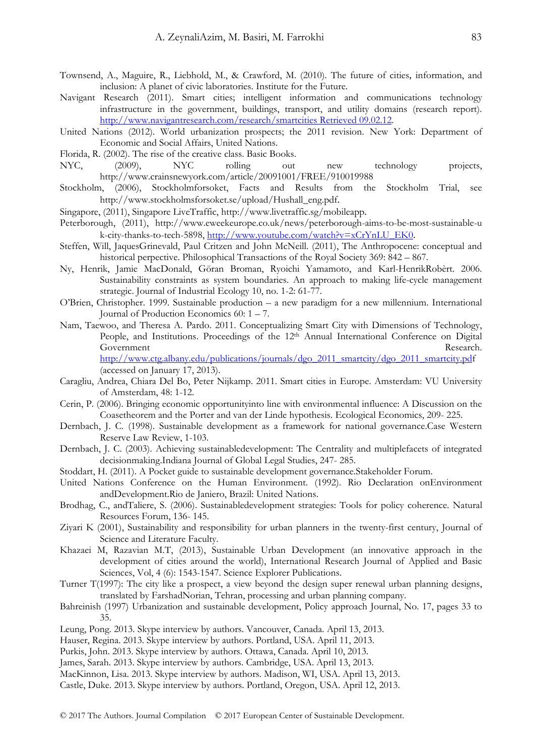Townsend, A., Maguire, R., Liebhold, M., & Crawford, M. (2010). The future of cities, information, and inclusion: A planet of civic laboratories. Institute for the Future.

Navigant Research (2011). Smart cities; intelligent information and communications technology infrastructure in the government, buildings, transport, and utility domains (research report). http://www.navigantresearch.com/research/smartcities Retrieved 09.02.12.

United Nations (2012). World urbanization prospects; the 2011 revision. New York: Department of Economic and Social Affairs, United Nations.

Florida, R. (2002). The rise of the creative class. Basic Books.

NYC, (2009), NYC rolling out new technology projects, http://www.crainsnewyork.com/article/20091001/FREE/910019988

Stockholm, (2006), Stockholmforsoket, Facts and Results from the Stockholm Trial, see http://www.stockholmsforsoket.se/upload/Hushall_eng.pdf.

Singapore, (2011), Singapore LiveTraffic, http://www.livetraffic.sg/mobileapp.

Peterborough, (2011), http://www.eweekeurope.co.uk/news/peterborough-aims-to-be-most-sustainable-uk-city-thanks-to-tech-5898, http://www.youtube.com/watch?v=xCrYnLU_EK0.

Steffen, Will, JaquesGrinevald, Paul Critzen and John McNeill. (2011), The Anthropocene: conceptual and historical perpective. Philosophical Transactions of the Royal Society 369: 842 – 867.

Ny, Henrik, Jamie MacDonald, Göran Broman, Ryoichi Yamamoto, and Karl-HenrikRobèrt. 2006. Sustainability constraints as system boundaries. An approach to making life-cycle management strategic. Journal of Industrial Ecology 10, no. 1-2: 61-77.

O'Brien, Christopher. 1999. Sustainable production – a new paradigm for a new millennium. International Journal of Production Economics 60: 1 – 7.

Nam, Taewoo, and Theresa A. Pardo. 2011. Conceptualizing Smart City with Dimensions of Technology, People, and Institutions. Proceedings of the 12th Annual International Conference on Digital Government Research. http://www.ctg.albany.edu/publications/journals/dgo_2011_smartcity/dgo_2011_smartcity.pdf (accessed on January 17, 2013).

Caragliu, Andrea, Chiara Del Bo, Peter Nijkamp. 2011. Smart cities in Europe. Amsterdam: VU University of Amsterdam, 48: 1-12.

Cerin, P. (2006). Bringing economic opportunityinto line with environmental influence: A Discussion on the Coasetheorem and the Porter and van der Linde hypothesis. Ecological Economics, 209- 225.

Dernbach, J. C. (1998). Sustainable development as a framework for national governance.Case Western Reserve Law Review, 1-103.

Dernbach, J. C. (2003). Achieving sustainabledevelopment: The Centrality and multiplefacets of integrated decisionmaking.Indiana Journal of Global Legal Studies, 247- 285.

Stoddart, H. (2011). A Pocket guide to sustainable development governance.Stakeholder Forum.

United Nations Conference on the Human Environment. (1992). Rio Declaration onEnvironment andDevelopment.Rio de Janiero, Brazil: United Nations.

Brodhag, C., andTaliere, S. (2006). Sustainabledevelopment strategies: Tools for policy coherence. Natural Resources Forum, 136- 145.

Ziyari K (2001), Sustainability and responsibility for urban planners in the twenty-first century, Journal of Science and Literature Faculty.

Khazaei M, Razavian M.T, (2013), Sustainable Urban Development (an innovative approach in the development of cities around the world), International Research Journal of Applied and Basic Sciences, Vol, 4 (6): 1543-1547. Science Explorer Publications.

Turner T(1997): The city like a prospect, a view beyond the design super renewal urban planning designs, translated by FarshadNorian, Tehran, processing and urban planning company.

Bahreinish (1997) Urbanization and sustainable development, Policy approach Journal, No. 17, pages 33 to 35.

Leung, Pong. 2013. Skype interview by authors. Vancouver, Canada. April 13, 2013.

Hauser, Regina. 2013. Skype interview by authors. Portland, USA. April 11, 2013.

Purkis, John. 2013. Skype interview by authors. Ottawa, Canada. April 10, 2013.

James, Sarah. 2013. Skype interview by authors. Cambridge, USA. April 13, 2013.

MacKinnon, Lisa. 2013. Skype interview by authors. Madison, WI, USA. April 13, 2013.

Castle, Duke. 2013. Skype interview by authors. Portland, Oregon, USA. April 12, 2013.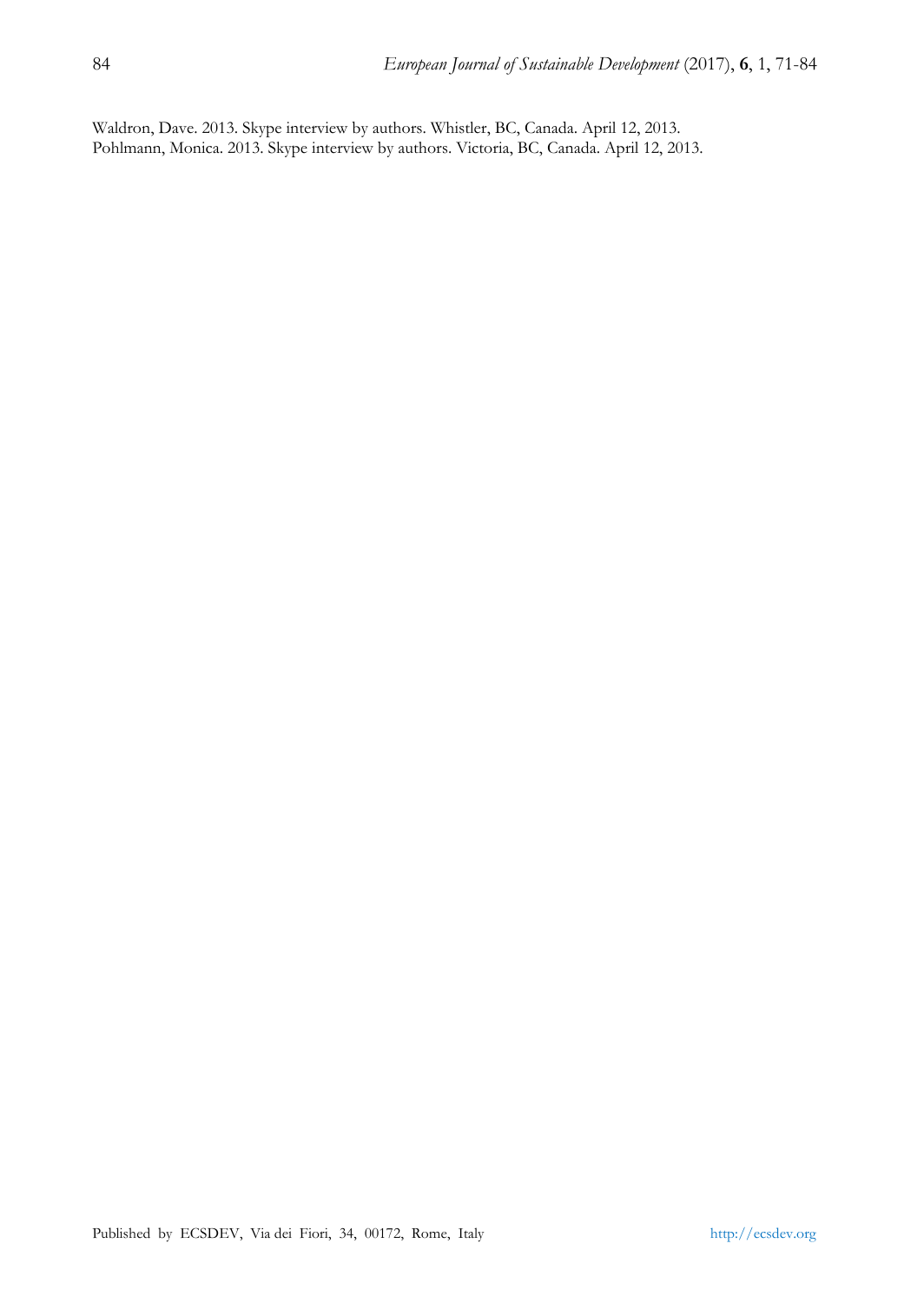Waldron, Dave. 2013. Skype interview by authors. Whistler, BC, Canada. April 12, 2013.
Pohlmann, Monica. 2013. Skype interview by authors. Victoria, BC, Canada. April 12, 2013.